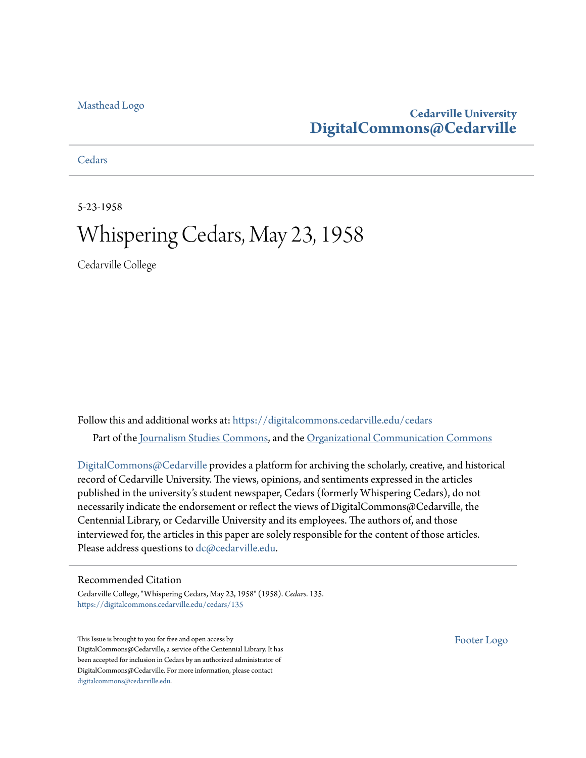Masthead Logo

**Cedarville University**
**DigitalCommons@Cedarville**

Cedars

5-23-1958

# Whispering Cedars, May 23, 1958

Cedarville College

Follow this and additional works at: https://digitalcommons.cedarville.edu/cedars

Part of the Journalism Studies Commons, and the Organizational Communication Commons

DigitalCommons@Cedarville provides a platform for archiving the scholarly, creative, and historical record of Cedarville University. The views, opinions, and sentiments expressed in the articles published in the university's student newspaper, Cedars (formerly Whispering Cedars), do not necessarily indicate the endorsement or reflect the views of DigitalCommons@Cedarville, the Centennial Library, or Cedarville University and its employees. The authors of, and those interviewed for, the articles in this paper are solely responsible for the content of those articles. Please address questions to dc@cedarville.edu.

## Recommended Citation

Cedarville College, "Whispering Cedars, May 23, 1958" (1958). *Cedars*. 135.
https://digitalcommons.cedarville.edu/cedars/135

This Issue is brought to you for free and open access by DigitalCommons@Cedarville, a service of the Centennial Library. It has been accepted for inclusion in Cedars by an authorized administrator of DigitalCommons@Cedarville. For more information, please contact digitalcommons@cedarville.edu.

Footer Logo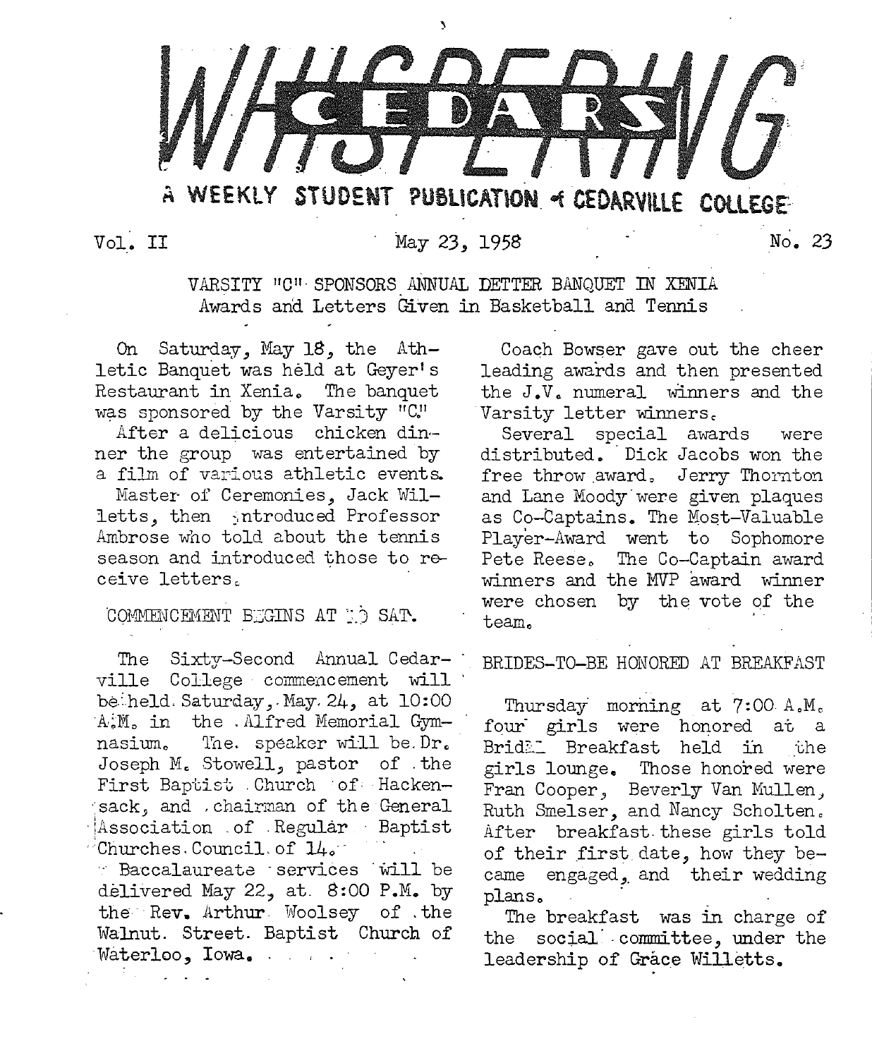# WHISPERING CEDARS

A WEEKLY STUDENT PUBLICATION of CEDARVILLE COLLEGE

Vol. II May 23, 1958 No. 23

## VARSITY "C" SPONSORS ANNUAL LETTER BANQUET IN XENIA

### Awards and Letters Given in Basketball and Tennis

On Saturday, May 18, the Athletic Banquet was held at Geyer's Restaurant in Xenia. The banquet was sponsored by the Varsity "C."

After a delicious chicken dinner the group was entertained by a film of various athletic events.

Master of Ceremonies, Jack Willetts, then introduced Professor Ambrose who told about the tennis season and introduced those to receive letters.

Coach Bowser gave out the cheer leading awards and then presented the J.V. numeral winners and the Varsity letter winners.

Several special awards were distributed. Dick Jacobs won the free throw award. Jerry Thornton and Lane Moody were given plaques as Co-Captains. The Most-Valuable Player-Award went to Sophomore Pete Reese. The Co-Captain award winners and the MVP award winner were chosen by the vote of the team.

## COMMENCEMENT BEGINS AT 10 SAT.

The Sixty-Second Annual Cedarville College commencement will be held Saturday, May 24, at 10:00 A.M. in the Alfred Memorial Gymnasium. The speaker will be Dr. Joseph M. Stowell, pastor of the First Baptist Church of Hackensack, and chairman of the General Association of Regular Baptist Churches Council of 14.

Baccalaureate services will be delivered May 22, at 8:00 P.M. by the Rev. Arthur Woolsey of the Walnut Street Baptist Church of Waterloo, Iowa.

## BRIDES-TO-BE HONORED AT BREAKFAST

Thursday morning at 7:00 A.M. four girls were honored at a Bridal Breakfast held in the girls lounge. Those honored were Fran Cooper, Beverly Van Mullen, Ruth Smelser, and Nancy Scholten. After breakfast these girls told of their first date, how they became engaged, and their wedding plans.

The breakfast was in charge of the social committee, under the leadership of Grace Willetts.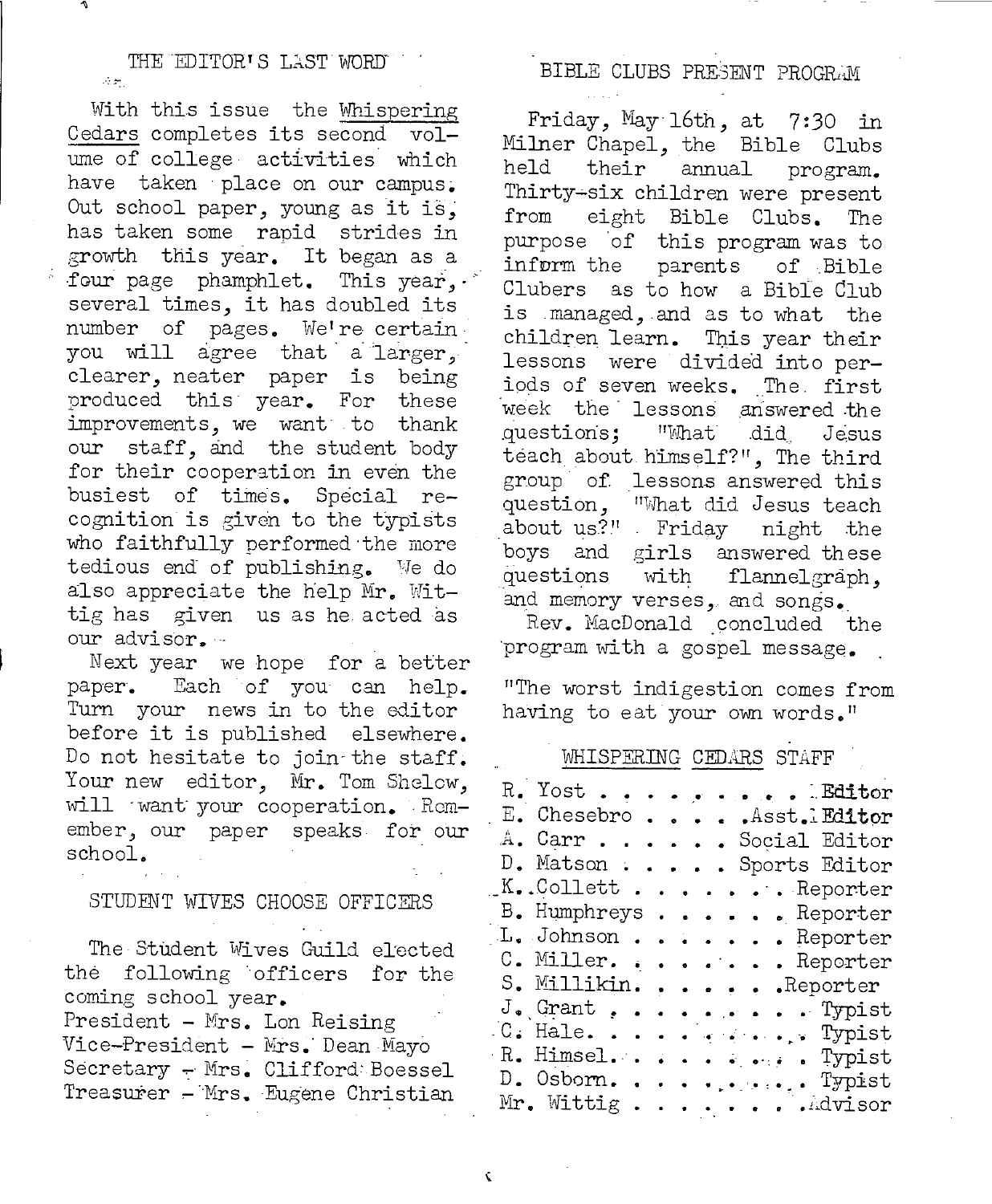## THE EDITOR'S LAST WORD

With this issue the Whispering Cedars completes its second volume of college activities which have taken place on our campus. Out school paper, young as it is, has taken some rapid strides in growth this year. It began as a four page phamphlet. This year, several times, it has doubled its number of pages. We're certain you will agree that a larger, clearer, neater paper is being produced this year. For these improvements, we want to thank our staff, and the student body for their cooperation in even the busiest of times. Special recognition is given to the typists who faithfully performed the more tedious end of publishing. We do also appreciate the help Mr. Wittig has given us as he acted as our advisor.

Next year we hope for a better paper. Each of you can help. Turn your news in to the editor before it is published elsewhere. Do not hesitate to join the staff. Your new editor, Mr. Tom Shelow, will want your cooperation. Remember, our paper speaks for our school.

## STUDENT WIVES CHOOSE OFFICERS

The Student Wives Guild elected the following officers for the coming school year.

President - Mrs. Lon Reising
Vice-President - Mrs. Dean Mayo
Secretary - Mrs. Clifford Boessel
Treasurer - Mrs. Eugene Christian

## BIBLE CLUBS PRESENT PROGRAM

Friday, May 16th, at 7:30 in Milner Chapel, the Bible Clubs held their annual program. Thirty-six children were present from eight Bible Clubs. The purpose of this program was to inform the parents of Bible Clubers as to how a Bible Club is managed, and as to what the children learn. This year their lessons were divided into periods of seven weeks. The first week the lessons answered the questions; "What did Jesus teach about himself?", The third group of lessons answered this question, "What did Jesus teach about us?" Friday night the boys and girls answered these questions with flannelgraph, and memory verses, and songs.

Rev. MacDonald concluded the program with a gospel message.

"The worst indigestion comes from having to eat your own words."

## WHISPERING CEDARS STAFF

R. Yost . . . . . . . . . . Editor
E. Chesebro . . . . . Asst. Editor
A. Carr . . . . . . . Social Editor
D. Matson . . . . . . Sports Editor
K. Collett . . . . . . . . Reporter
B. Humphreys . . . . . . . Reporter
L. Johnson . . . . . . . . Reporter
C. Miller. . . . . . . . . Reporter
S. Millikin. . . . . . . . Reporter
J. Grant . . . . . . . . . . Typist
C. Hale. . . . . . . . . . . Typist
R. Himsel. . . . . . . . . . Typist
D. Osborn. . . . . . . . . . Typist
Mr. Wittig . . . . . . . . Advisor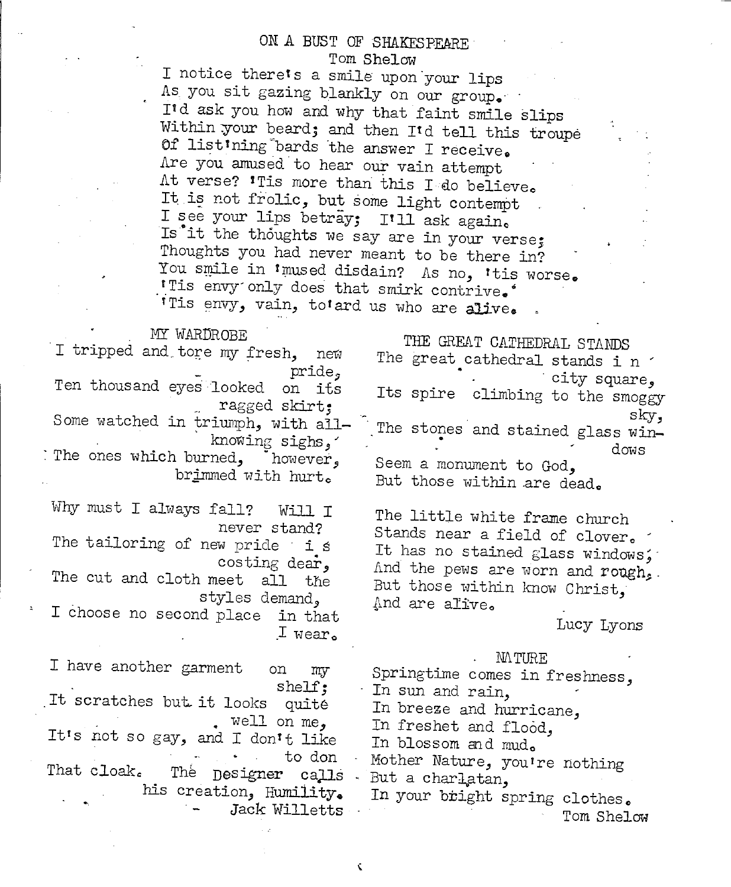## ON A BUST OF SHAKESPEARE

Tom Shelow

I notice there's a smile upon your lips
As you sit gazing blankly on our group.
I'd ask you how and why that faint smile slips
Within your beard; and then I'd tell this troupe
Of list'ning bards the answer I receive.
Are you amused to hear our vain attempt
At verse? 'Tis more than this I do believe.
It is not frolic, but some light contempt
I see your lips betray; I'll ask again.
Is it the thoughts we say are in your verse;
Thoughts you had never meant to be there in?
You smile in 'mused disdain? As no, 'tis worse.
'Tis envy only does that smirk contrive.
'Tis envy, vain, to'ard us who are alive.

## MY WARDROBE

I tripped and tore my fresh, new pride,
Ten thousand eyes looked on its ragged skirt;
Some watched in triumph, with all-knowing sighs,
The ones which burned, however, brimmed with hurt.

Why must I always fall? Will I never stand?
The tailoring of new pride is costing dear,
The cut and cloth meet all the styles demand,
I choose no second place in that I wear.

I have another garment on my shelf;
It scratches but it looks quite well on me,
It's not so gay, and I don't like to don
That cloak. The Designer calls his creation, Humility.

Jack Willetts

## THE GREAT CATHEDRAL STANDS

The great cathedral stands in city square,
Its spire climbing to the smoggy sky,
The stones and stained glass windows
Seem a monument to God,
But those within are dead.

The little white frame church
Stands near a field of clover.
It has no stained glass windows;
And the pews are worn and rough,
But those within know Christ,
And are alive.

Lucy Lyons

## NATURE

Springtime comes in freshness,
In sun and rain,
In breeze and hurricane,
In freshet and flood,
In blossom and mud.
Mother Nature, you're nothing
But a charlatan,
In your bright spring clothes.

Tom Shelow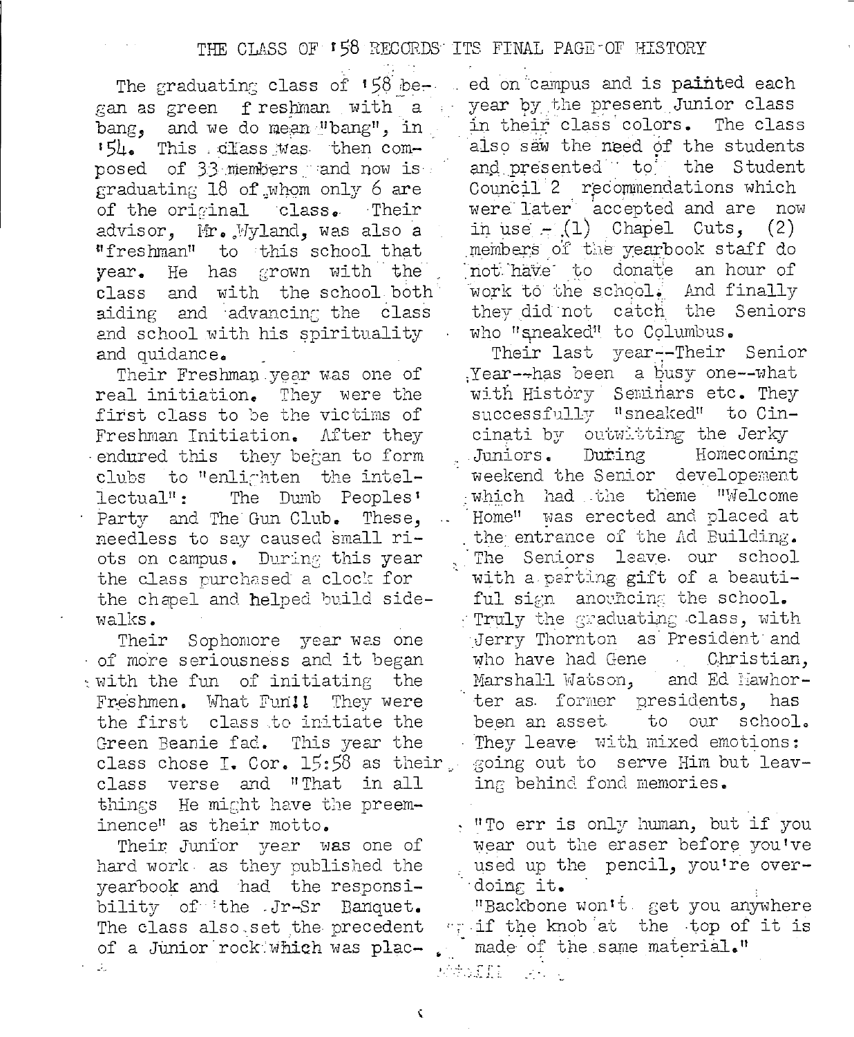# THE CLASS OF '58 RECORDS ITS FINAL PAGE OF HISTORY

The graduating class of '58 began as green freshman with a bang, and we do mean "bang", in '54. This class was then composed of 33 members and now is graduating 18 of whom only 6 are of the original class. Their advisor, Mr. Wyland, was also a "freshman" to this school that year. He has grown with the class and with the school both aiding and advancing the class and school with his spirituality and quidance.

Their Freshman year was one of real initiation. They were the first class to be the victims of Freshman Initiation. After they endured this they began to form clubs to "enlighten the intellectual": The Dumb Peoples' Party and The Gun Club. These, needless to say caused small riots on campus. During this year the class purchased a clock for the chapel and helped build sidewalks.

Their Sophomore year was one of more seriousness and it began with the fun of initiating the Freshmen. What Fun!! They were the first class to initiate the Green Beanie fad. This year the class chose I. Cor. 15:58 as their class verse and "That in all things He might have the preeminence" as their motto.

Their Junior year was one of hard work as they published the yearbook and had the responsibility of the Jr-Sr Banquet. The class also set the precedent of a Junior rock which was placed on campus and is painted each year by the present Junior class in their class colors. The class also saw the need of the students and presented to the Student Council 2 recommendations which were later accepted and are now in use - (1) Chapel Cuts, (2) members of the yearbook staff do not have to donate an hour of work to the school. And finally they did not catch the Seniors who "sneaked" to Columbus.

Their last year--Their Senior Year--has been a busy one--what with History Seminars etc. They successfully "sneaked" to Cincinati by outwitting the Jerky Juniors. During Homecoming weekend the Senior developement which had the theme "Welcome Home" was erected and placed at the entrance of the Ad Building. The Seniors leave our school with a parting gift of a beautiful sign anouncing the school. Truly the graduating class, with Jerry Thornton as President and who have had Gene Christian, Marshall Watson, and Ed Mawhorter as former presidents, has been an asset to our school. They leave with mixed emotions: going out to serve Him but leaving behind fond memories.

"To err is only human, but if you wear out the eraser before you've used up the pencil, you're overdoing it.

"Backbone won't get you anywhere if the knob at the top of it is made of the same material."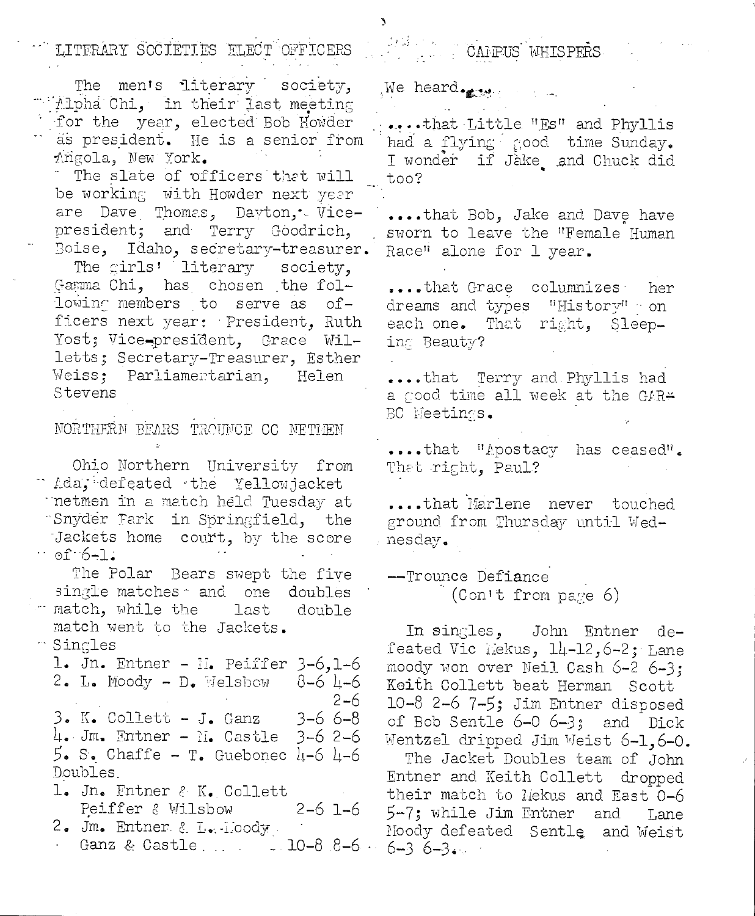## LITERARY SOCIETIES ELECT OFFICERS

The men's literary society, Alpha Chi, in their last meeting for the year, elected Bob Howder as president. He is a senior from Angola, New York.

The slate of officers that will be working with Howder next year are Dave Thomas, Dayton, Vice-president; and Terry Goodrich, Boise, Idaho, secretary-treasurer.

The girls' literary society, Gamma Chi, has chosen the following members to serve as officers next year: President, Ruth Yost; Vice-president, Grace Willetts; Secretary-Treasurer, Esther Weiss; Parliamentarian, Helen Stevens

## NORTHERN BEARS TROUNCE CC NETMEN

Ohio Northern University from Ada, defeated the Yellowjacket netmen in a match held Tuesday at Snyder Park in Springfield, the Jackets home court, by the score of 6-1.

The Polar Bears swept the five single matches and one doubles match, while the last double match went to the Jackets.

Singles

1. Jn. Entner - M. Peiffer 3-6,1-6
2. L. Moody - D. Welsbow 8-6 4-6 2-6
3. K. Collett - J. Ganz 3-6 6-8
4. Jm. Entner - M. Castle 3-6 2-6
5. S. Chaffe - T. Guebonec 4-6 4-6

Doubles

1. Jn. Entner & K. Collett
   Peiffer & Wilsbow 2-6 1-6
2. Jm. Entner & L. Moody
   Ganz & Castle 10-8 8-6

## CAMPUS WHISPERS

We heard...

....that Little "Es" and Phyllis had a flying good time Sunday. I wonder if Jake and Chuck did too?

....that Bob, Jake and Dave have sworn to leave the "Female Human Race" alone for 1 year.

....that Grace columnizes her dreams and types "History" on each one. That right, Sleeping Beauty?

....that Terry and Phyllis had a good time all week at the GARBC Meetings.

....that "Apostacy has ceased". That right, Paul?

....that Marlene never touched ground from Thursday until Wednesday.

--Trounce Defiance
(Con't from page 6)

In singles, John Entner defeated Vic Mekus, 14-12,6-2; Lane moody won over Neil Cash 6-2 6-3; Keith Collett beat Herman Scott 10-8 2-6 7-5; Jim Entner disposed of Bob Sentle 6-0 6-3; and Dick Wentzel dripped Jim Weist 6-1,6-0.

The Jacket Doubles team of John Entner and Keith Collett dropped their match to Mekus and East 0-6 5-7; while Jim Entner and Lane Moody defeated Sentle and Weist 6-3 6-3.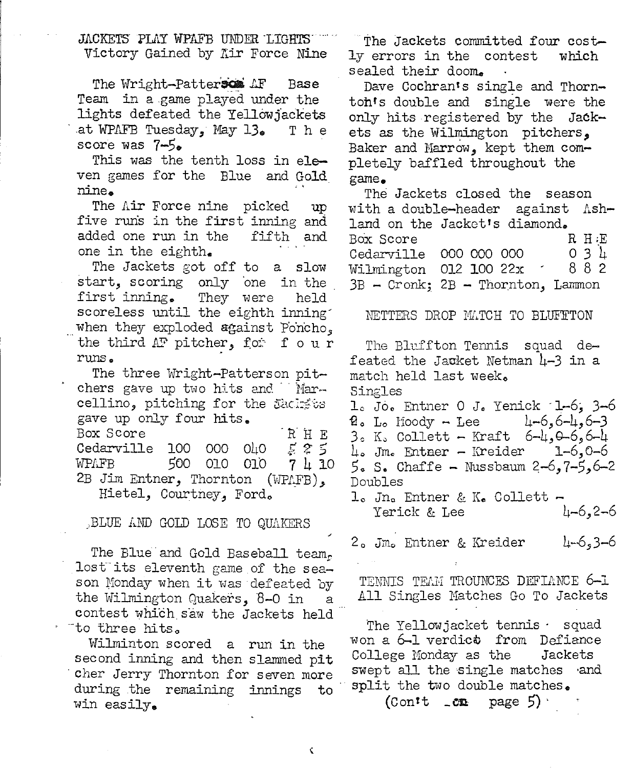## JACKETS PLAY WPAFB UNDER LIGHTS
### Victory Gained by Air Force Nine

The Wright-Patterson AF Base Team in a game played under the lights defeated the Yellowjackets at WPAFB Tuesday, May 13. The score was 7-5.

This was the tenth loss in eleven games for the Blue and Gold nine.

The Air Force nine picked up five runs in the first inning and added one run in the fifth and one in the eighth.

The Jackets got off to a slow start, scoring only one in the first inning. They were held scoreless until the eighth inning when they exploded against Poncho, the third AF pitcher, for four runs.

The three Wright-Patterson pitchers gave up two hits and Marcellino, pitching for the Jackets gave up only four hits.

| Box Score | | R | H | E |
|---|---|---|---|---|
| Cedarville | 100 000 040 | 5 | 2 | 5 |
| WPAFB | 500 010 010 | 7 | 4 | 10 |

2B Jim Entner, Thornton (WPAFB), Hietel, Courtney, Ford.

## BLUE AND GOLD LOSE TO QUAKERS

The Blue and Gold Baseball team, lost its eleventh game of the season Monday when it was defeated by the Wilmington Quakers, 8-0 in a contest which saw the Jackets held to three hits.

Wilminton scored a run in the second inning and then slammed pitcher Jerry Thornton for seven more during the remaining innings to win easily.

The Jackets committed four costly errors in the contest which sealed their doom.

Dave Cochran's single and Thornton's double and single were the only hits registered by the Jackets as the Wilmington pitchers, Baker and Marrow, kept them completely baffled throughout the game.

The Jackets closed the season with a double-header against Ashland on the Jacket's diamond.

| Box Score | | R | H | E |
|---|---|---|---|---|
| Cedarville | 000 000 000 | 0 | 3 | 4 |
| Wilmington | 012 100 22x | 8 | 8 | 2 |

3B - Cronk; 2B - Thornton, Lammon

## NETTERS DROP MATCH TO BLUFFTON

The Bluffton Tennis squad defeated the Jacket Netman 4-3 in a match held last week.

Singles

1. Jo. Entner O J. Yenick 1-6, 3-6
2. L. Moody - Lee 4-6, 6-4, 6-3
3. K. Collett - Kraft 6-4, 0-6, 6-4
4. Jm. Entner - Kreider 1-6, 0-6
5. S. Chaffe - Nussbaum 2-6, 7-5, 6-2

Doubles

1. Jn. Entner & K. Collett - Yerick & Lee 4-6, 2-6
2. Jm. Entner & Kreider 4-6, 3-6

## TENNIS TEAM TROUNCES DEFIANCE 6-1
### All Singles Matches Go To Jackets

The Yellowjacket tennis squad won a 6-1 verdict from Defiance College Monday as the Jackets swept all the single matches and split the two double matches.

(Con't on page 5)